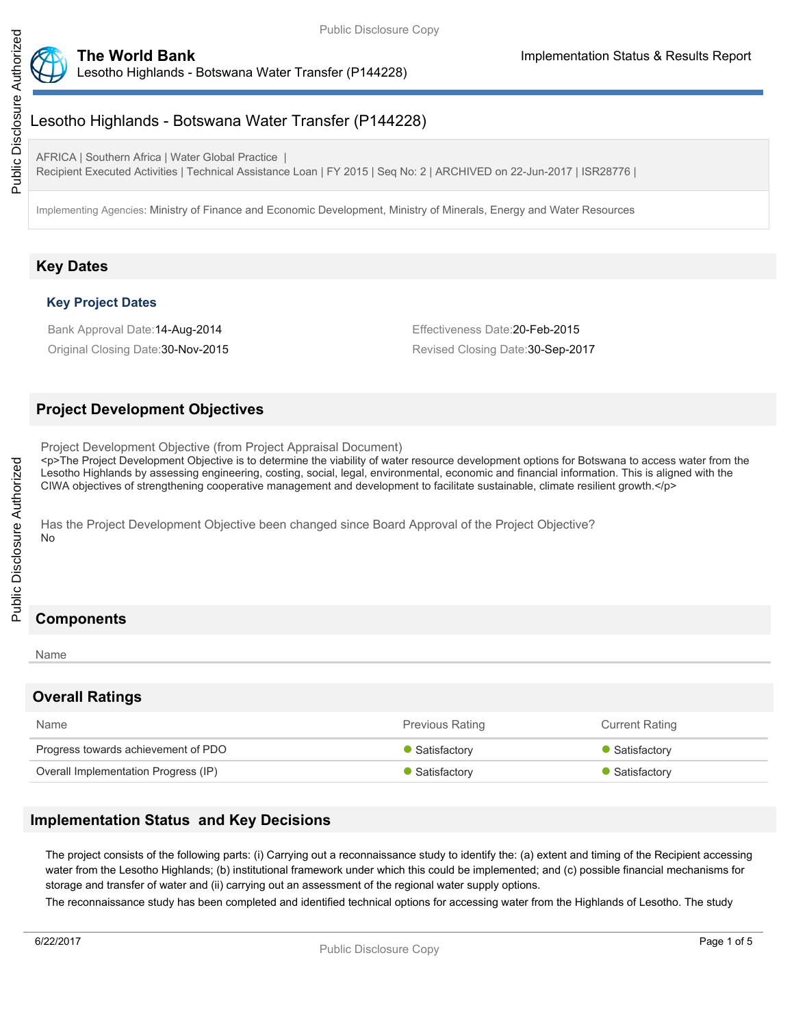# Lesotho Highlands - Botswana Water Transfer (P144228)

AFRICA | Southern Africa | Water Global Practice |
Recipient Executed Activities | Technical Assistance Loan | FY 2015 | Seq No: 2 | ARCHIVED on 22-Jun-2017 | ISR28776 |

Implementing Agencies: Ministry of Finance and Economic Development, Ministry of Minerals, Energy and Water Resources

## Key Dates

### Key Project Dates

Bank Approval Date:14-Aug-2014

Effectiveness Date:20-Feb-2015

Original Closing Date:30-Nov-2015

Revised Closing Date:30-Sep-2017

## Project Development Objectives

Project Development Objective (from Project Appraisal Document)

<p>The Project Development Objective is to determine the viability of water resource development options for Botswana to access water from the Lesotho Highlands by assessing engineering, costing, social, legal, environmental, economic and financial information. This is aligned with the CIWA objectives of strengthening cooperative management and development to facilitate sustainable, climate resilient growth.</p>

Has the Project Development Objective been changed since Board Approval of the Project Objective?

No

## Components

Name

## Overall Ratings

| Name | Previous Rating | Current Rating |
|---|---|---|
| Progress towards achievement of PDO | Satisfactory | Satisfactory |
| Overall Implementation Progress (IP) | Satisfactory | Satisfactory |

## Implementation Status and Key Decisions

The project consists of the following parts: (i) Carrying out a reconnaissance study to identify the: (a) extent and timing of the Recipient accessing water from the Lesotho Highlands; (b) institutional framework under which this could be implemented; and (c) possible financial mechanisms for storage and transfer of water and (ii) carrying out an assessment of the regional water supply options.

The reconnaissance study has been completed and identified technical options for accessing water from the Highlands of Lesotho. The study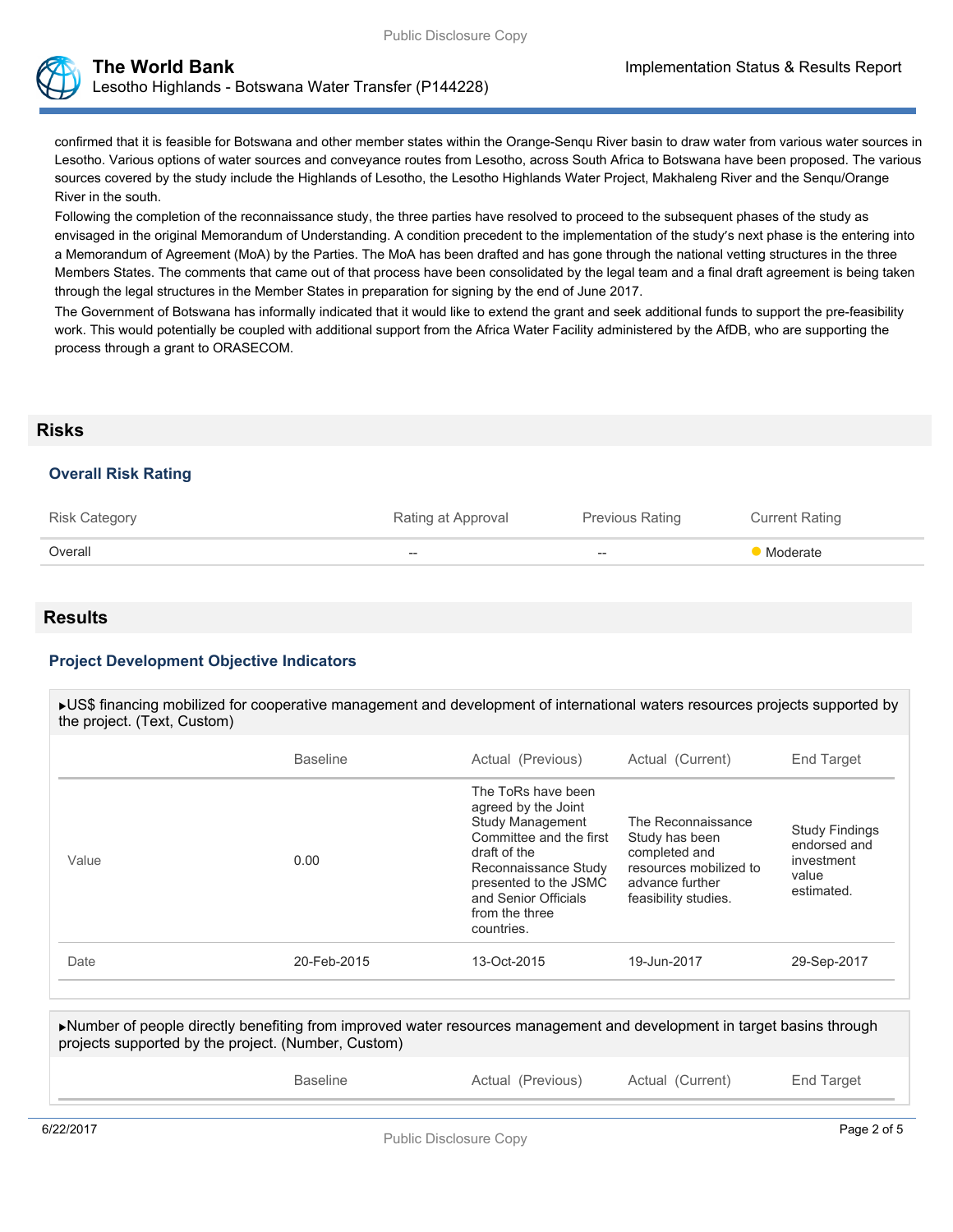confirmed that it is feasible for Botswana and other member states within the Orange-Senqu River basin to draw water from various water sources in Lesotho. Various options of water sources and conveyance routes from Lesotho, across South Africa to Botswana have been proposed. The various sources covered by the study include the Highlands of Lesotho, the Lesotho Highlands Water Project, Makhaleng River and the Senqu/Orange River in the south.

Following the completion of the reconnaissance study, the three parties have resolved to proceed to the subsequent phases of the study as envisaged in the original Memorandum of Understanding. A condition precedent to the implementation of the study's next phase is the entering into a Memorandum of Agreement (MoA) by the Parties. The MoA has been drafted and has gone through the national vetting structures in the three Members States. The comments that came out of that process have been consolidated by the legal team and a final draft agreement is being taken through the legal structures in the Member States in preparation for signing by the end of June 2017.

The Government of Botswana has informally indicated that it would like to extend the grant and seek additional funds to support the pre-feasibility work. This would potentially be coupled with additional support from the Africa Water Facility administered by the AfDB, who are supporting the process through a grant to ORASECOM.

## Risks

### Overall Risk Rating

| Risk Category | Rating at Approval | Previous Rating | Current Rating |
|---|---|---|---|
| Overall | -- | -- | Moderate |

## Results

### Project Development Objective Indicators

▸US$ financing mobilized for cooperative management and development of international waters resources projects supported by the project. (Text, Custom)

| | Baseline | Actual (Previous) | Actual (Current) | End Target |
|---|---|---|---|---|
| Value | 0.00 | The ToRs have been agreed by the Joint Study Management Committee and the first draft of the Reconnaissance Study presented to the JSMC and Senior Officials from the three countries. | The Reconnaissance Study has been completed and resources mobilized to advance further feasibility studies. | Study Findings endorsed and investment value estimated. |
| Date | 20-Feb-2015 | 13-Oct-2015 | 19-Jun-2017 | 29-Sep-2017 |

▸Number of people directly benefiting from improved water resources management and development in target basins through projects supported by the project. (Number, Custom)

| | Baseline | Actual (Previous) | Actual (Current) | End Target |
|---|---|---|---|---|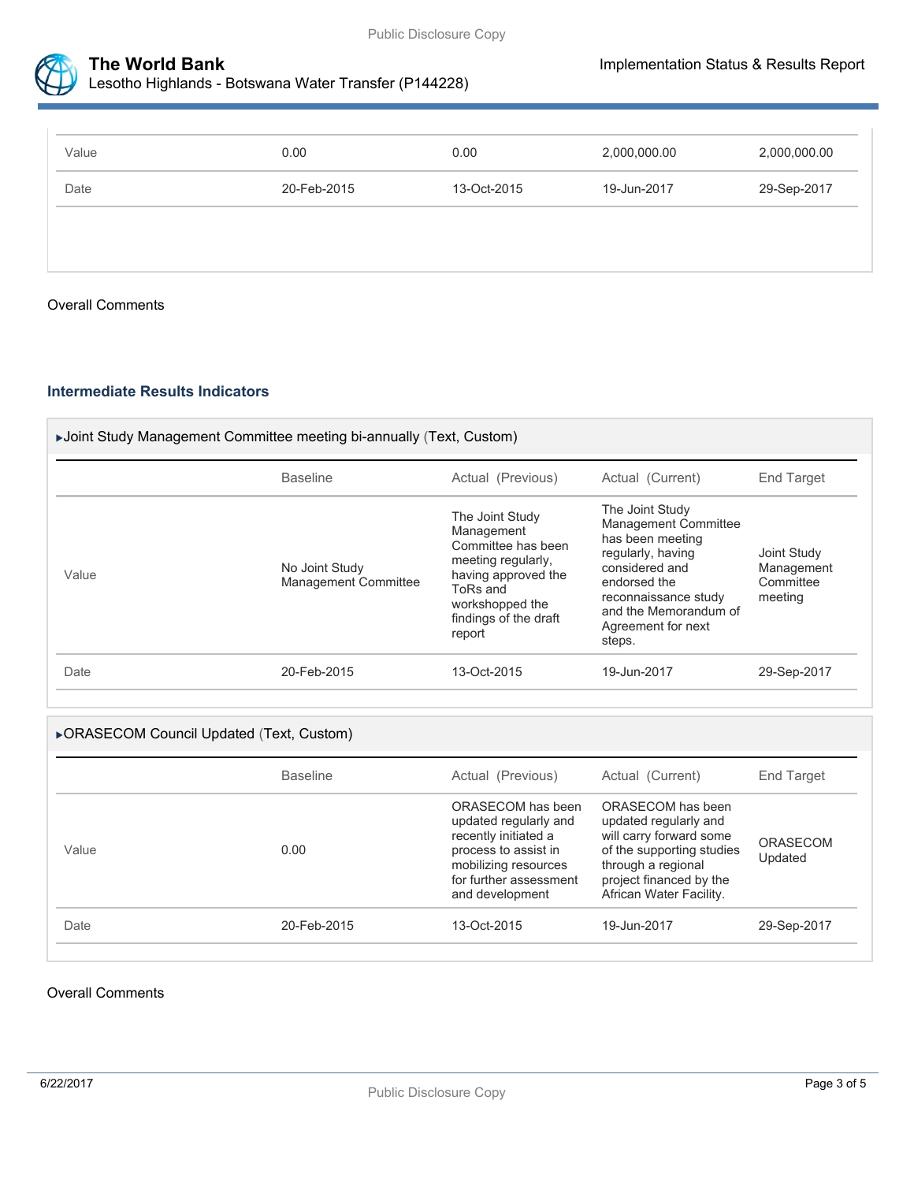| | | | | |
|---|---|---|---|---|
| Value | 0.00 | 0.00 | 2,000,000.00 | 2,000,000.00 |
| Date | 20-Feb-2015 | 13-Oct-2015 | 19-Jun-2017 | 29-Sep-2017 |

Overall Comments

## Intermediate Results Indicators

▸Joint Study Management Committee meeting bi-annually (Text, Custom)

| | Baseline | Actual (Previous) | Actual (Current) | End Target |
|---|---|---|---|---|
| Value | No Joint Study Management Committee | The Joint Study Management Committee has been meeting regularly, having approved the ToRs and workshopped the findings of the draft report | The Joint Study Management Committee has been meeting regularly, having considered and endorsed the reconnaissance study and the Memorandum of Agreement for next steps. | Joint Study Management Committee meeting |
| Date | 20-Feb-2015 | 13-Oct-2015 | 19-Jun-2017 | 29-Sep-2017 |

▸ORASECOM Council Updated (Text, Custom)

| | Baseline | Actual (Previous) | Actual (Current) | End Target |
|---|---|---|---|---|
| Value | 0.00 | ORASECOM has been updated regularly and recently initiated a process to assist in mobilizing resources for further assessment and development | ORASECOM has been updated regularly and will carry forward some of the supporting studies through a regional project financed by the African Water Facility. | ORASECOM Updated |
| Date | 20-Feb-2015 | 13-Oct-2015 | 19-Jun-2017 | 29-Sep-2017 |

Overall Comments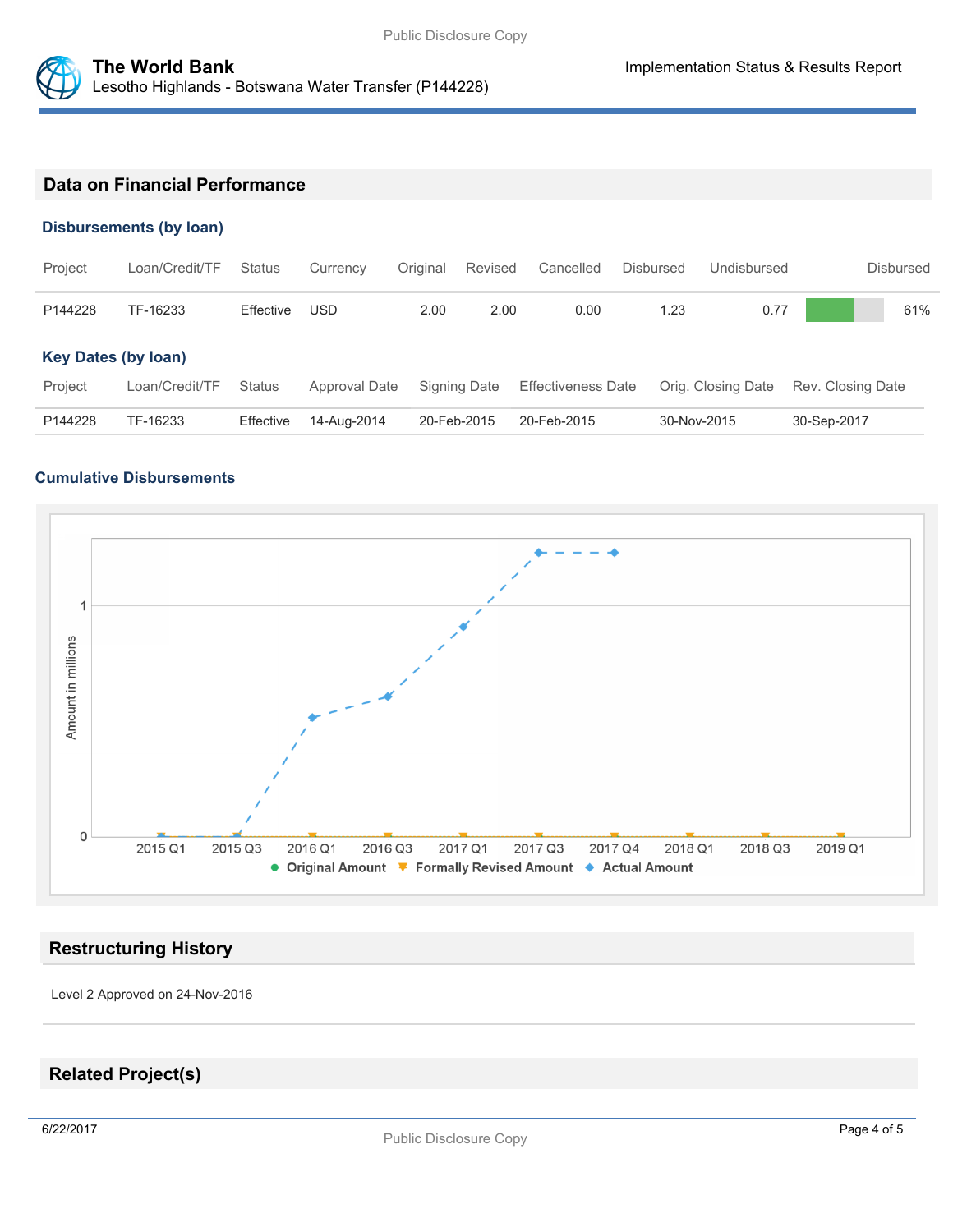## Data on Financial Performance

### Disbursements (by loan)

| Project | Loan/Credit/TF | Status | Currency | Original | Revised | Cancelled | Disbursed | Undisbursed | Disbursed |
|---|---|---|---|---|---|---|---|---|---|
| P144228 | TF-16233 | Effective | USD | 2.00 | 2.00 | 0.00 | 1.23 | 0.77 | 61% |

### Key Dates (by loan)

| Project | Loan/Credit/TF | Status | Approval Date | Signing Date | Effectiveness Date | Orig. Closing Date | Rev. Closing Date |
|---|---|---|---|---|---|---|---|
| P144228 | TF-16233 | Effective | 14-Aug-2014 | 20-Feb-2015 | 20-Feb-2015 | 30-Nov-2015 | 30-Sep-2017 |

### Cumulative Disbursements

## Restructuring History

Level 2 Approved on 24-Nov-2016

## Related Project(s)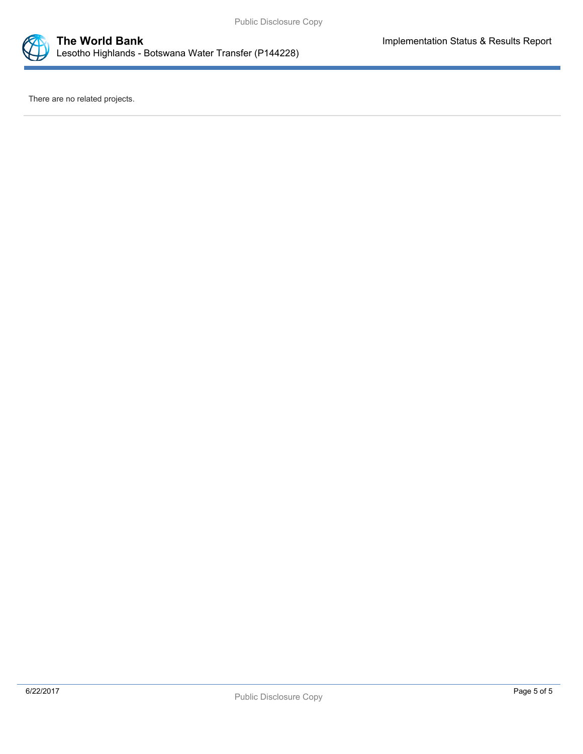There are no related projects.